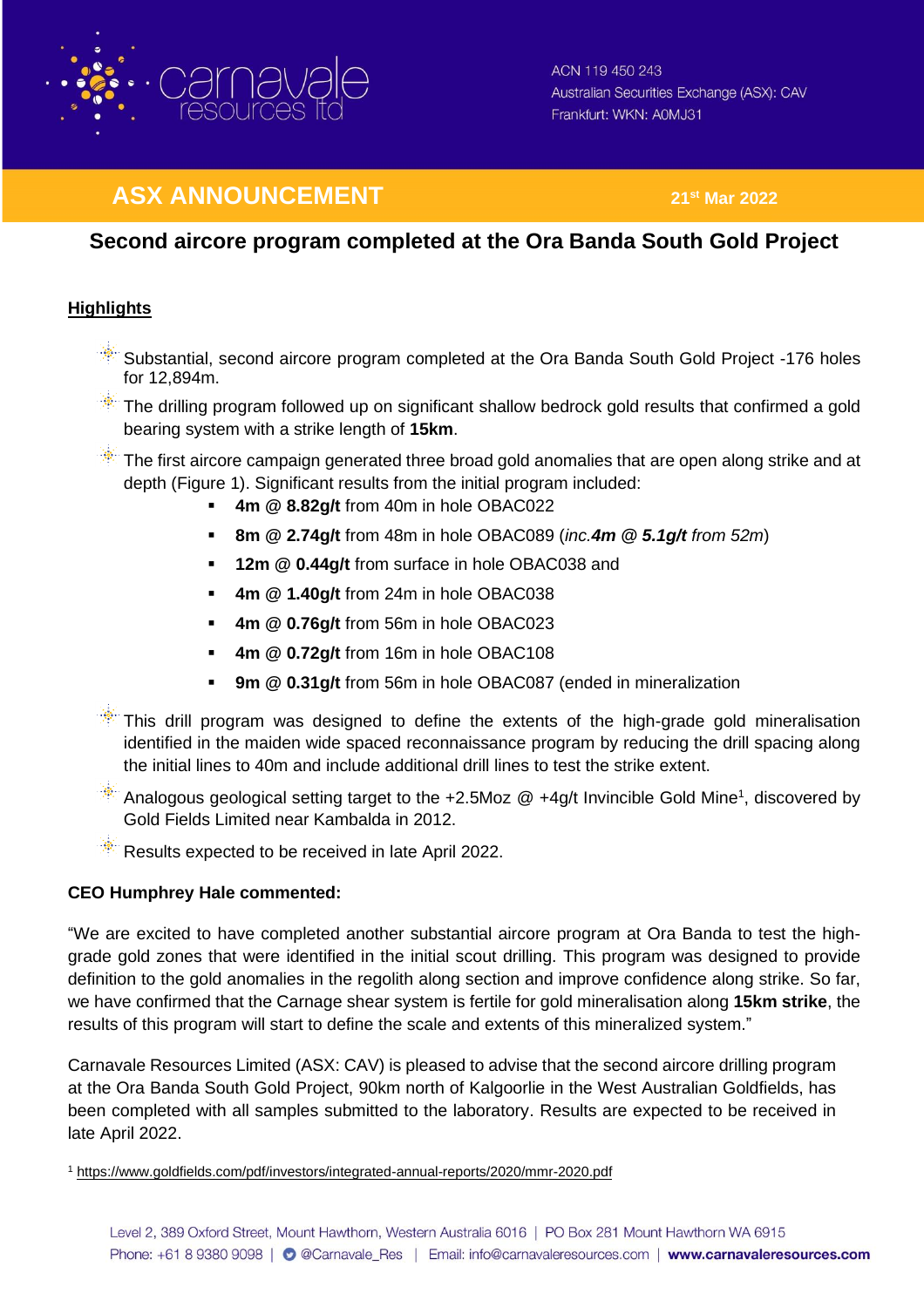ACN 119 450 243
Australian Securities Exchange (ASX): CAV
Frankfurt: WKN: A0MJ31

# ASX ANNOUNCEMENT

21st Mar 2022

## Second aircore program completed at the Ora Banda South Gold Project

**Highlights**

- Substantial, second aircore program completed at the Ora Banda South Gold Project -176 holes for 12,894m.
- The drilling program followed up on significant shallow bedrock gold results that confirmed a gold bearing system with a strike length of **15km**.
- The first aircore campaign generated three broad gold anomalies that are open along strike and at depth (Figure 1). Significant results from the initial program included:
  - **4m @ 8.82g/t** from 40m in hole OBAC022
  - **8m @ 2.74g/t** from 48m in hole OBAC089 (*inc.**4m @ 5.1g/t** from 52m*)
  - **12m @ 0.44g/t** from surface in hole OBAC038 and
  - **4m @ 1.40g/t** from 24m in hole OBAC038
  - **4m @ 0.76g/t** from 56m in hole OBAC023
  - **4m @ 0.72g/t** from 16m in hole OBAC108
  - **9m @ 0.31g/t** from 56m in hole OBAC087 (ended in mineralization
- This drill program was designed to define the extents of the high-grade gold mineralisation identified in the maiden wide spaced reconnaissance program by reducing the drill spacing along the initial lines to 40m and include additional drill lines to test the strike extent.
- Analogous geological setting target to the +2.5Moz @ +4g/t Invincible Gold Mine[1], discovered by Gold Fields Limited near Kambalda in 2012.
- Results expected to be received in late April 2022.

**CEO Humphrey Hale commented:**

"We are excited to have completed another substantial aircore program at Ora Banda to test the high-grade gold zones that were identified in the initial scout drilling. This program was designed to provide definition to the gold anomalies in the regolith along section and improve confidence along strike. So far, we have confirmed that the Carnage shear system is fertile for gold mineralisation along **15km strike**, the results of this program will start to define the scale and extents of this mineralized system."

Carnavale Resources Limited (ASX: CAV) is pleased to advise that the second aircore drilling program at the Ora Banda South Gold Project, 90km north of Kalgoorlie in the West Australian Goldfields, has been completed with all samples submitted to the laboratory. Results are expected to be received in late April 2022.

[1] https://www.goldfields.com/pdf/investors/integrated-annual-reports/2020/mmr-2020.pdf

Level 2, 389 Oxford Street, Mount Hawthorn, Western Australia 6016 | PO Box 281 Mount Hawthorn WA 6915
Phone: +61 8 9380 9098 | @Carnavale_Res | Email: info@carnavaleresources.com | **www.carnavaleresources.com**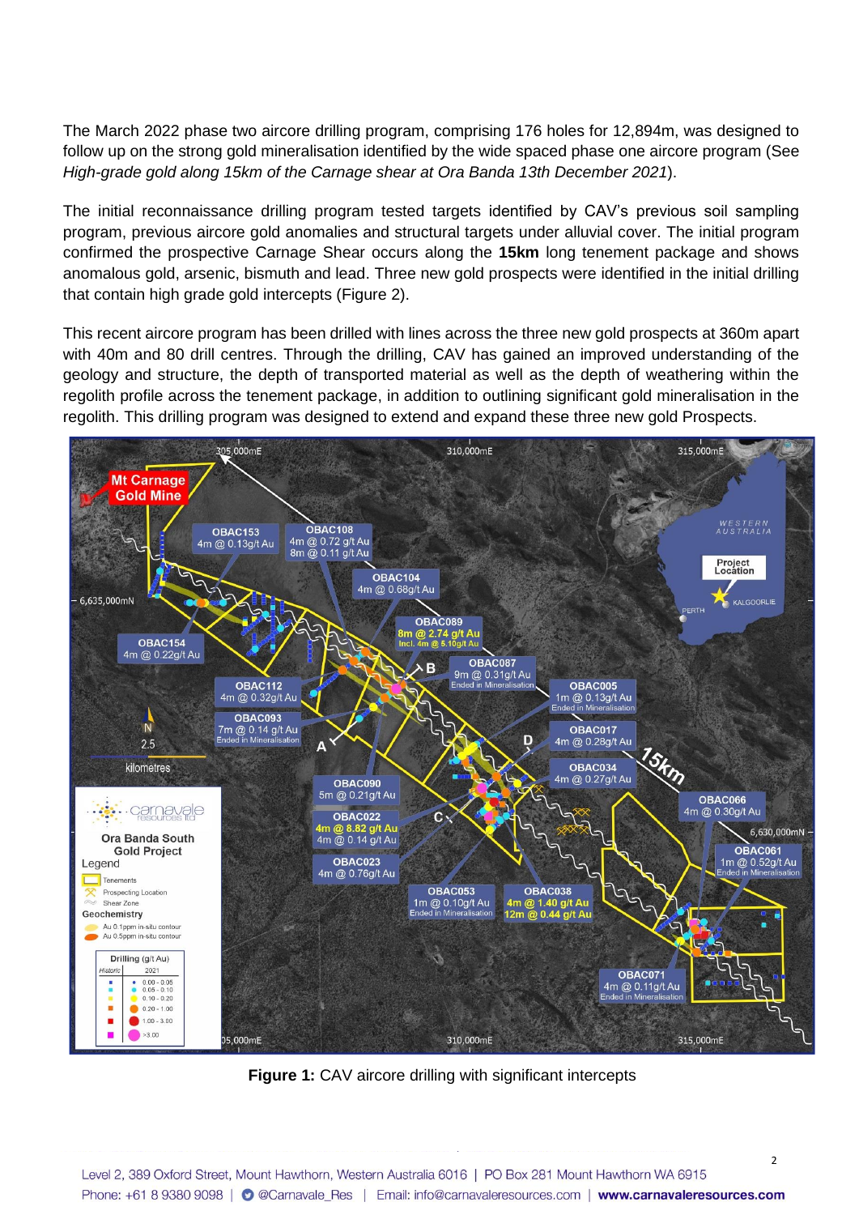The March 2022 phase two aircore drilling program, comprising 176 holes for 12,894m, was designed to follow up on the strong gold mineralisation identified by the wide spaced phase one aircore program (See *High-grade gold along 15km of the Carnage shear at Ora Banda 13th December 2021*).

The initial reconnaissance drilling program tested targets identified by CAV's previous soil sampling program, previous aircore gold anomalies and structural targets under alluvial cover. The initial program confirmed the prospective Carnage Shear occurs along the **15km** long tenement package and shows anomalous gold, arsenic, bismuth and lead. Three new gold prospects were identified in the initial drilling that contain high grade gold intercepts (Figure 2).

This recent aircore program has been drilled with lines across the three new gold prospects at 360m apart with 40m and 80 drill centres. Through the drilling, CAV has gained an improved understanding of the geology and structure, the depth of transported material as well as the depth of weathering within the regolith profile across the tenement package, in addition to outlining significant gold mineralisation in the regolith. This drilling program was designed to extend and expand these three new gold Prospects.

**Figure 1:** CAV aircore drilling with significant intercepts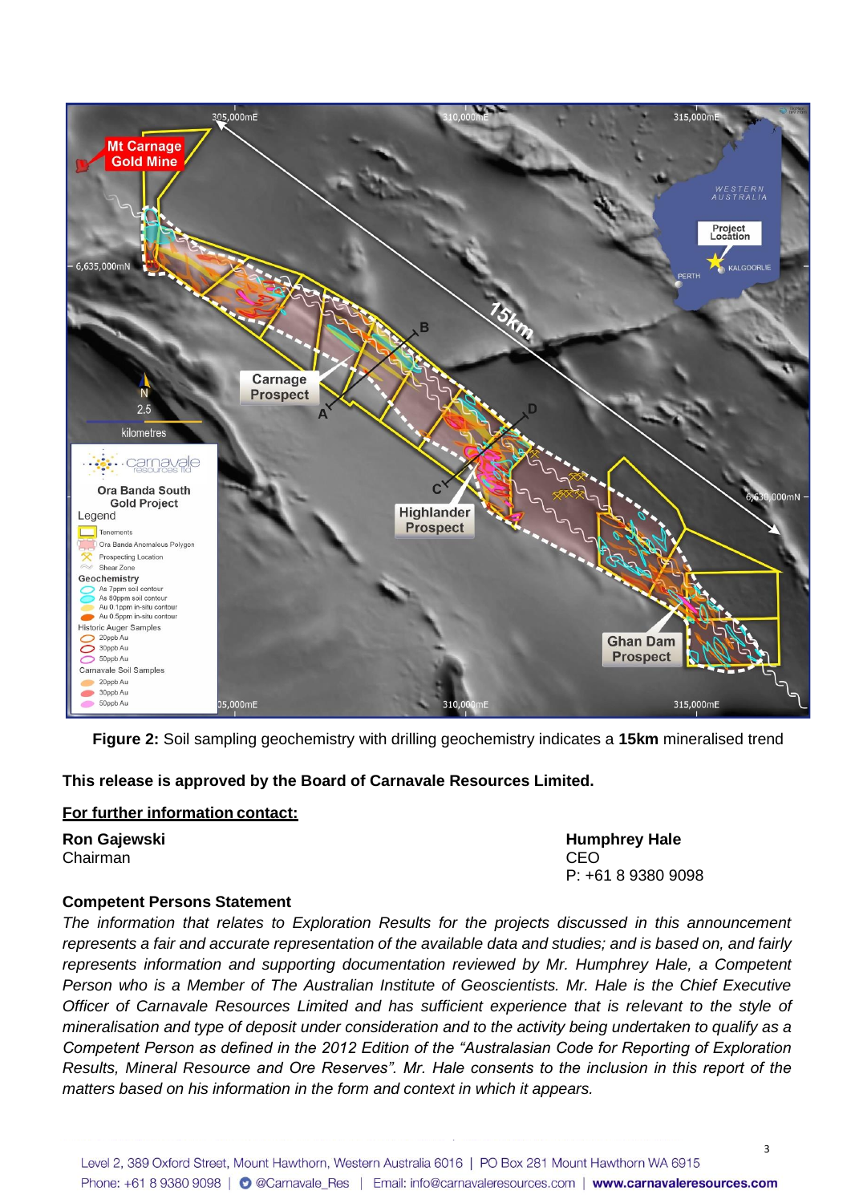**Figure 2:** Soil sampling geochemistry with drilling geochemistry indicates a **15km** mineralised trend

**This release is approved by the Board of Carnavale Resources Limited.**

**For further information contact:**

**Ron Gajewski**
Chairman

**Humphrey Hale**
CEO
P: +61 8 9380 9098

**Competent Persons Statement**

*The information that relates to Exploration Results for the projects discussed in this announcement represents a fair and accurate representation of the available data and studies; and is based on, and fairly represents information and supporting documentation reviewed by Mr. Humphrey Hale, a Competent Person who is a Member of The Australian Institute of Geoscientists. Mr. Hale is the Chief Executive Officer of Carnavale Resources Limited and has sufficient experience that is relevant to the style of mineralisation and type of deposit under consideration and to the activity being undertaken to qualify as a Competent Person as defined in the 2012 Edition of the "Australasian Code for Reporting of Exploration Results, Mineral Resource and Ore Reserves". Mr. Hale consents to the inclusion in this report of the matters based on his information in the form and context in which it appears.*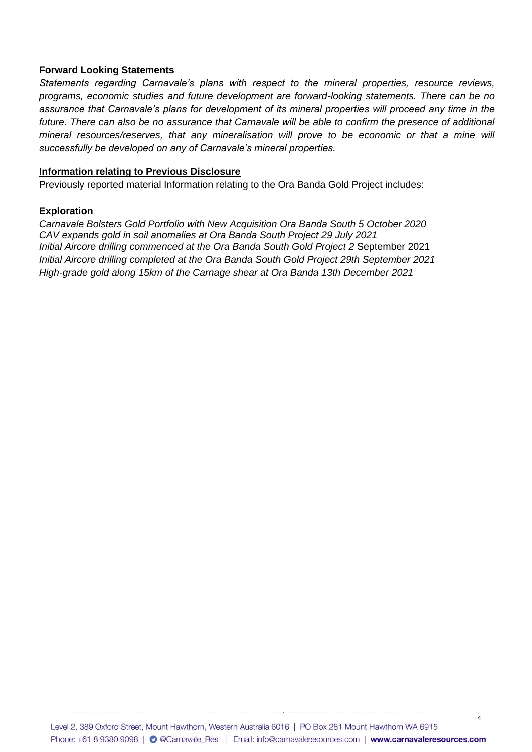**Forward Looking Statements**

*Statements regarding Carnavale's plans with respect to the mineral properties, resource reviews, programs, economic studies and future development are forward-looking statements. There can be no assurance that Carnavale's plans for development of its mineral properties will proceed any time in the future. There can also be no assurance that Carnavale will be able to confirm the presence of additional mineral resources/reserves, that any mineralisation will prove to be economic or that a mine will successfully be developed on any of Carnavale's mineral properties.*

**Information relating to Previous Disclosure**

Previously reported material Information relating to the Ora Banda Gold Project includes:

**Exploration**

*Carnavale Bolsters Gold Portfolio with New Acquisition Ora Banda South 5 October 2020*
*CAV expands gold in soil anomalies at Ora Banda South Project 29 July 2021*
*Initial Aircore drilling commenced at the Ora Banda South Gold Project 2* September 2021
*Initial Aircore drilling completed at the Ora Banda South Gold Project 29th September 2021*
*High-grade gold along 15km of the Carnage shear at Ora Banda 13th December 2021*